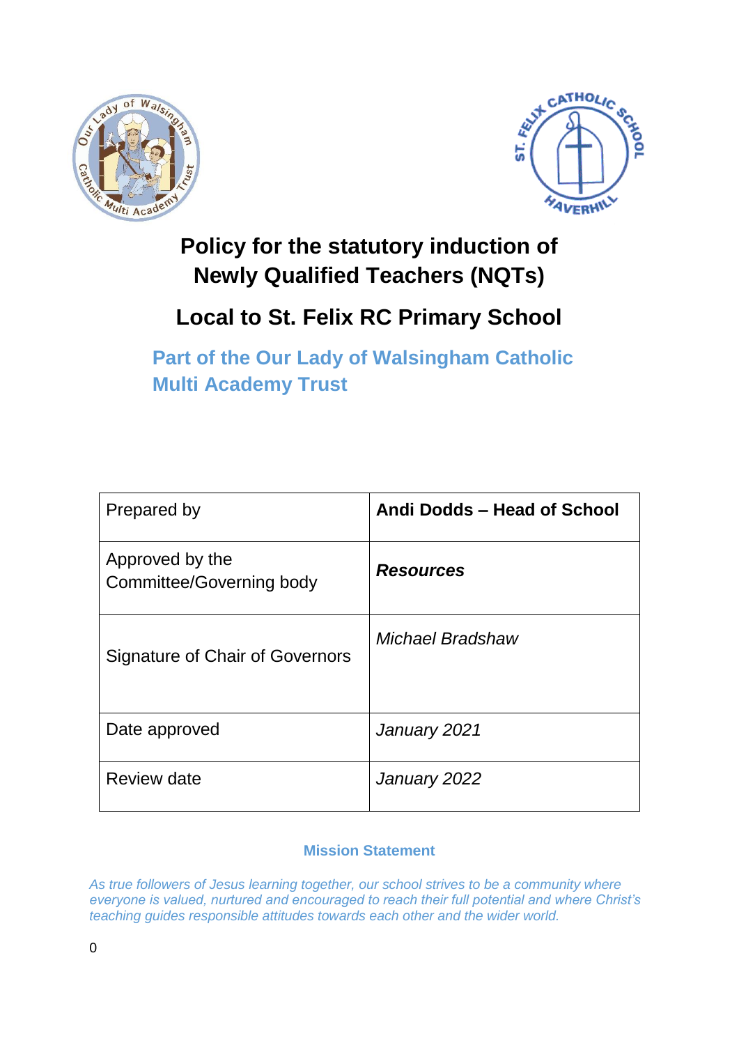# Policy for the statutory induction of Newly Qualified Teachers (NQTs)

## Local to St. Felix RC Primary School

### Part of the Our Lady of Walsingham Catholic Multi Academy Trust

| Prepared by | **Andi Dodds – Head of School** |
| --- | --- |
| Approved by the Committee/Governing body | ***Resources*** |
| Signature of Chair of Governors | *Michael Bradshaw* |
| Date approved | *January 2021* |
| Review date | *January 2022* |

**Mission Statement**

*As true followers of Jesus learning together, our school strives to be a community where everyone is valued, nurtured and encouraged to reach their full potential and where Christ's teaching guides responsible attitudes towards each other and the wider world.*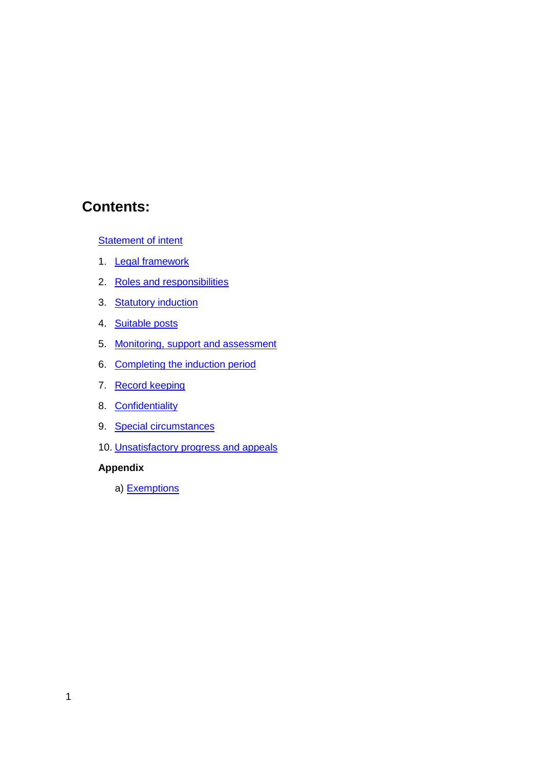# Contents:

Statement of intent

1. Legal framework
2. Roles and responsibilities
3. Statutory induction
4. Suitable posts
5. Monitoring, support and assessment
6. Completing the induction period
7. Record keeping
8. Confidentiality
9. Special circumstances
10. Unsatisfactory progress and appeals

**Appendix**

a) Exemptions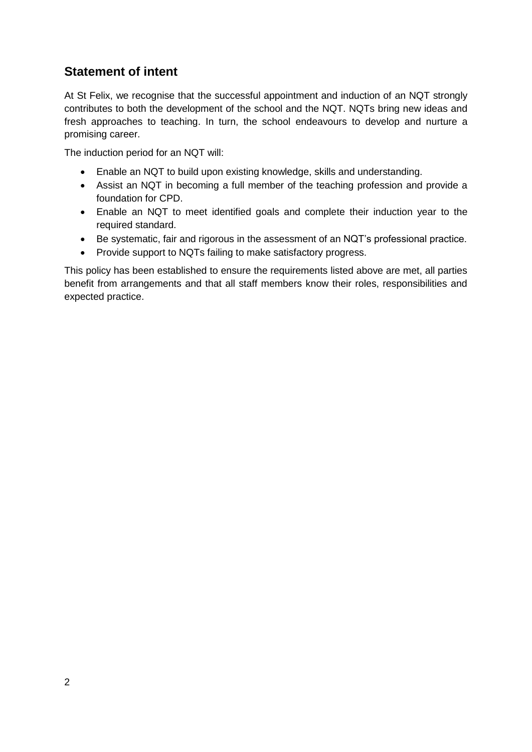## Statement of intent

At St Felix, we recognise that the successful appointment and induction of an NQT strongly contributes to both the development of the school and the NQT. NQTs bring new ideas and fresh approaches to teaching. In turn, the school endeavours to develop and nurture a promising career.

The induction period for an NQT will:

- Enable an NQT to build upon existing knowledge, skills and understanding.
- Assist an NQT in becoming a full member of the teaching profession and provide a foundation for CPD.
- Enable an NQT to meet identified goals and complete their induction year to the required standard.
- Be systematic, fair and rigorous in the assessment of an NQT's professional practice.
- Provide support to NQTs failing to make satisfactory progress.

This policy has been established to ensure the requirements listed above are met, all parties benefit from arrangements and that all staff members know their roles, responsibilities and expected practice.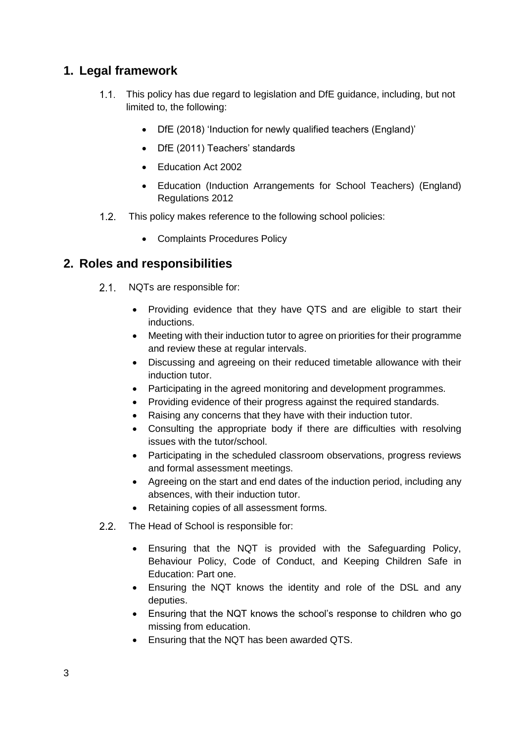## 1. Legal framework

1.1. This policy has due regard to legislation and DfE guidance, including, but not limited to, the following:

- DfE (2018) 'Induction for newly qualified teachers (England)'
- DfE (2011) Teachers' standards
- Education Act 2002
- Education (Induction Arrangements for School Teachers) (England) Regulations 2012

1.2. This policy makes reference to the following school policies:

- Complaints Procedures Policy

## 2. Roles and responsibilities

2.1. NQTs are responsible for:

- Providing evidence that they have QTS and are eligible to start their inductions.
- Meeting with their induction tutor to agree on priorities for their programme and review these at regular intervals.
- Discussing and agreeing on their reduced timetable allowance with their induction tutor.
- Participating in the agreed monitoring and development programmes.
- Providing evidence of their progress against the required standards.
- Raising any concerns that they have with their induction tutor.
- Consulting the appropriate body if there are difficulties with resolving issues with the tutor/school.
- Participating in the scheduled classroom observations, progress reviews and formal assessment meetings.
- Agreeing on the start and end dates of the induction period, including any absences, with their induction tutor.
- Retaining copies of all assessment forms.

2.2. The Head of School is responsible for:

- Ensuring that the NQT is provided with the Safeguarding Policy, Behaviour Policy, Code of Conduct, and Keeping Children Safe in Education: Part one.
- Ensuring the NQT knows the identity and role of the DSL and any deputies.
- Ensuring that the NQT knows the school's response to children who go missing from education.
- Ensuring that the NQT has been awarded QTS.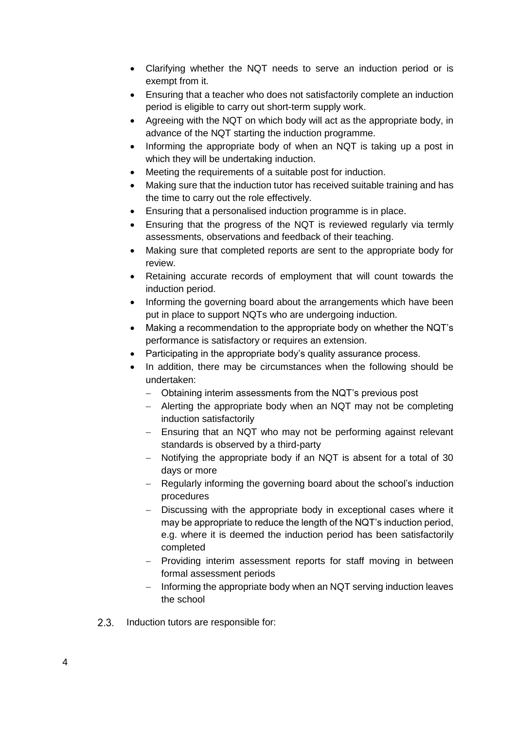- Clarifying whether the NQT needs to serve an induction period or is exempt from it.
- Ensuring that a teacher who does not satisfactorily complete an induction period is eligible to carry out short-term supply work.
- Agreeing with the NQT on which body will act as the appropriate body, in advance of the NQT starting the induction programme.
- Informing the appropriate body of when an NQT is taking up a post in which they will be undertaking induction.
- Meeting the requirements of a suitable post for induction.
- Making sure that the induction tutor has received suitable training and has the time to carry out the role effectively.
- Ensuring that a personalised induction programme is in place.
- Ensuring that the progress of the NQT is reviewed regularly via termly assessments, observations and feedback of their teaching.
- Making sure that completed reports are sent to the appropriate body for review.
- Retaining accurate records of employment that will count towards the induction period.
- Informing the governing board about the arrangements which have been put in place to support NQTs who are undergoing induction.
- Making a recommendation to the appropriate body on whether the NQT's performance is satisfactory or requires an extension.
- Participating in the appropriate body's quality assurance process.
- In addition, there may be circumstances when the following should be undertaken:
  - Obtaining interim assessments from the NQT's previous post
  - Alerting the appropriate body when an NQT may not be completing induction satisfactorily
  - Ensuring that an NQT who may not be performing against relevant standards is observed by a third-party
  - Notifying the appropriate body if an NQT is absent for a total of 30 days or more
  - Regularly informing the governing board about the school's induction procedures
  - Discussing with the appropriate body in exceptional cases where it may be appropriate to reduce the length of the NQT's induction period, e.g. where it is deemed the induction period has been satisfactorily completed
  - Providing interim assessment reports for staff moving in between formal assessment periods
  - Informing the appropriate body when an NQT serving induction leaves the school

2.3. Induction tutors are responsible for: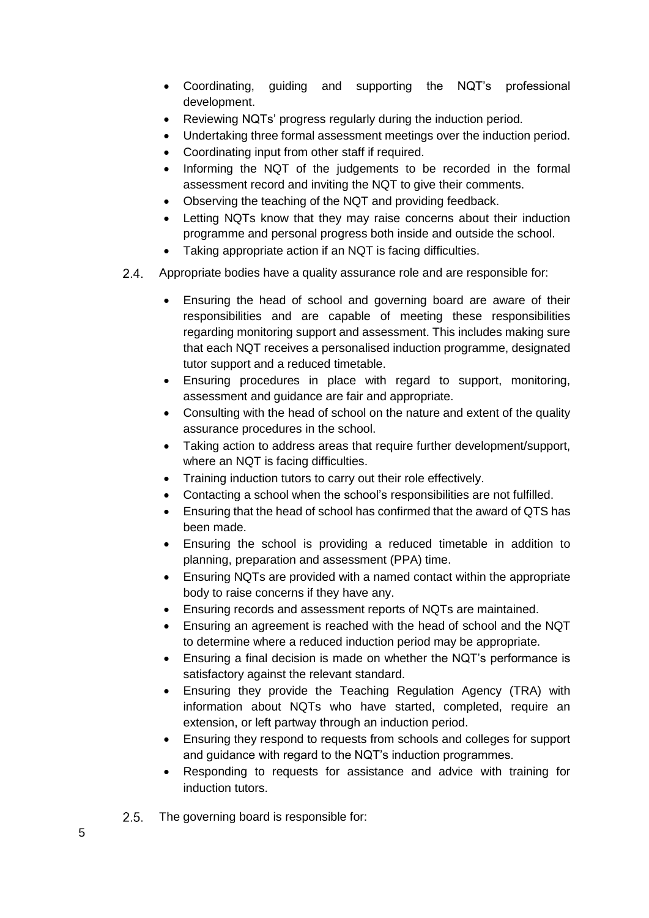- Coordinating, guiding and supporting the NQT's professional development.
- Reviewing NQTs' progress regularly during the induction period.
- Undertaking three formal assessment meetings over the induction period.
- Coordinating input from other staff if required.
- Informing the NQT of the judgements to be recorded in the formal assessment record and inviting the NQT to give their comments.
- Observing the teaching of the NQT and providing feedback.
- Letting NQTs know that they may raise concerns about their induction programme and personal progress both inside and outside the school.
- Taking appropriate action if an NQT is facing difficulties.

2.4. Appropriate bodies have a quality assurance role and are responsible for:

- Ensuring the head of school and governing board are aware of their responsibilities and are capable of meeting these responsibilities regarding monitoring support and assessment. This includes making sure that each NQT receives a personalised induction programme, designated tutor support and a reduced timetable.
- Ensuring procedures in place with regard to support, monitoring, assessment and guidance are fair and appropriate.
- Consulting with the head of school on the nature and extent of the quality assurance procedures in the school.
- Taking action to address areas that require further development/support, where an NQT is facing difficulties.
- Training induction tutors to carry out their role effectively.
- Contacting a school when the school's responsibilities are not fulfilled.
- Ensuring that the head of school has confirmed that the award of QTS has been made.
- Ensuring the school is providing a reduced timetable in addition to planning, preparation and assessment (PPA) time.
- Ensuring NQTs are provided with a named contact within the appropriate body to raise concerns if they have any.
- Ensuring records and assessment reports of NQTs are maintained.
- Ensuring an agreement is reached with the head of school and the NQT to determine where a reduced induction period may be appropriate.
- Ensuring a final decision is made on whether the NQT's performance is satisfactory against the relevant standard.
- Ensuring they provide the Teaching Regulation Agency (TRA) with information about NQTs who have started, completed, require an extension, or left partway through an induction period.
- Ensuring they respond to requests from schools and colleges for support and guidance with regard to the NQT's induction programmes.
- Responding to requests for assistance and advice with training for induction tutors.

2.5. The governing board is responsible for: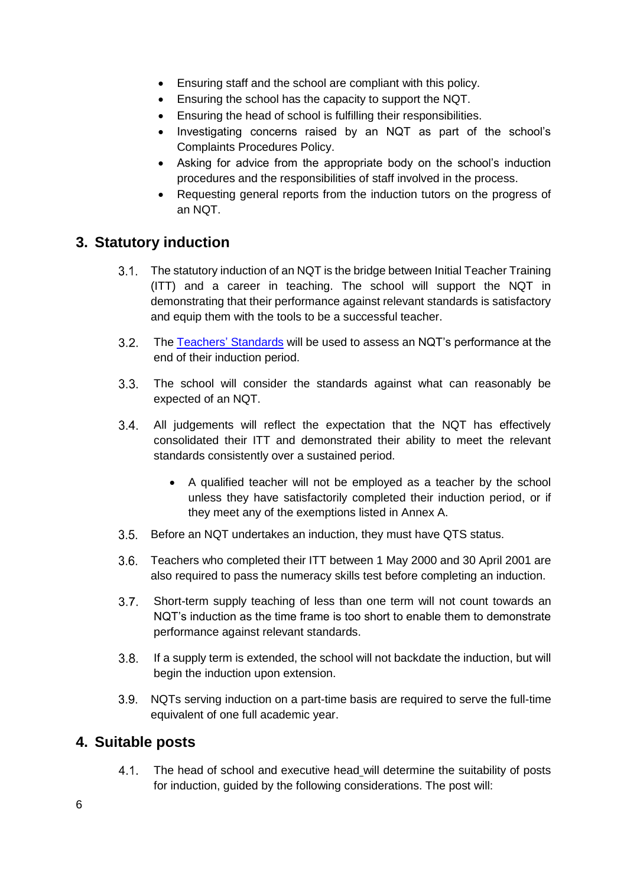- Ensuring staff and the school are compliant with this policy.
- Ensuring the school has the capacity to support the NQT.
- Ensuring the head of school is fulfilling their responsibilities.
- Investigating concerns raised by an NQT as part of the school's Complaints Procedures Policy.
- Asking for advice from the appropriate body on the school's induction procedures and the responsibilities of staff involved in the process.
- Requesting general reports from the induction tutors on the progress of an NQT.

## 3. Statutory induction

3.1. The statutory induction of an NQT is the bridge between Initial Teacher Training (ITT) and a career in teaching. The school will support the NQT in demonstrating that their performance against relevant standards is satisfactory and equip them with the tools to be a successful teacher.

3.2. The [Teachers' Standards](#) will be used to assess an NQT's performance at the end of their induction period.

3.3. The school will consider the standards against what can reasonably be expected of an NQT.

3.4. All judgements will reflect the expectation that the NQT has effectively consolidated their ITT and demonstrated their ability to meet the relevant standards consistently over a sustained period.

- A qualified teacher will not be employed as a teacher by the school unless they have satisfactorily completed their induction period, or if they meet any of the exemptions listed in Annex A.

3.5. Before an NQT undertakes an induction, they must have QTS status.

3.6. Teachers who completed their ITT between 1 May 2000 and 30 April 2001 are also required to pass the numeracy skills test before completing an induction.

3.7. Short-term supply teaching of less than one term will not count towards an NQT's induction as the time frame is too short to enable them to demonstrate performance against relevant standards.

3.8. If a supply term is extended, the school will not backdate the induction, but will begin the induction upon extension.

3.9. NQTs serving induction on a part-time basis are required to serve the full-time equivalent of one full academic year.

## 4. Suitable posts

4.1. The head of school and executive head will determine the suitability of posts for induction, guided by the following considerations. The post will: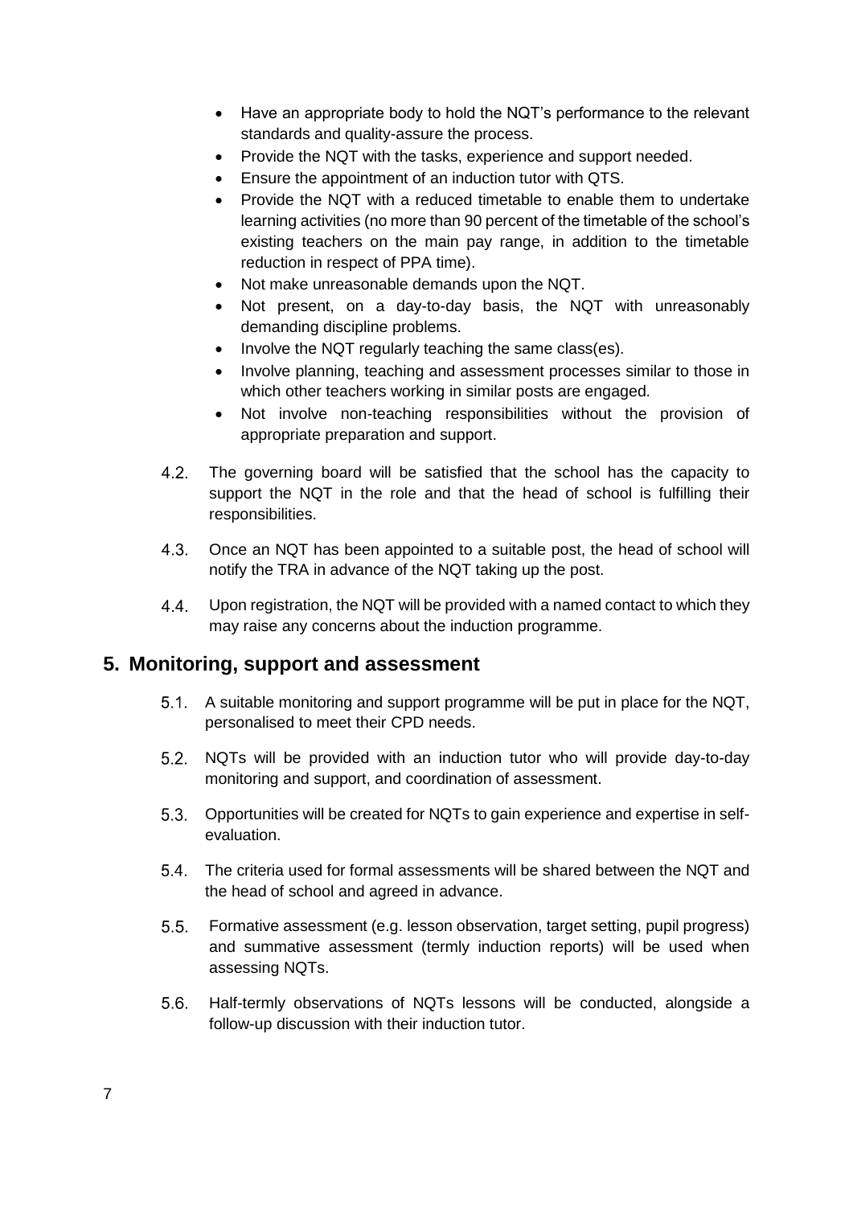- Have an appropriate body to hold the NQT's performance to the relevant standards and quality-assure the process.
- Provide the NQT with the tasks, experience and support needed.
- Ensure the appointment of an induction tutor with QTS.
- Provide the NQT with a reduced timetable to enable them to undertake learning activities (no more than 90 percent of the timetable of the school's existing teachers on the main pay range, in addition to the timetable reduction in respect of PPA time).
- Not make unreasonable demands upon the NQT.
- Not present, on a day-to-day basis, the NQT with unreasonably demanding discipline problems.
- Involve the NQT regularly teaching the same class(es).
- Involve planning, teaching and assessment processes similar to those in which other teachers working in similar posts are engaged.
- Not involve non-teaching responsibilities without the provision of appropriate preparation and support.

4.2. The governing board will be satisfied that the school has the capacity to support the NQT in the role and that the head of school is fulfilling their responsibilities.

4.3. Once an NQT has been appointed to a suitable post, the head of school will notify the TRA in advance of the NQT taking up the post.

4.4. Upon registration, the NQT will be provided with a named contact to which they may raise any concerns about the induction programme.

## 5. Monitoring, support and assessment

5.1. A suitable monitoring and support programme will be put in place for the NQT, personalised to meet their CPD needs.

5.2. NQTs will be provided with an induction tutor who will provide day-to-day monitoring and support, and coordination of assessment.

5.3. Opportunities will be created for NQTs to gain experience and expertise in self-evaluation.

5.4. The criteria used for formal assessments will be shared between the NQT and the head of school and agreed in advance.

5.5. Formative assessment (e.g. lesson observation, target setting, pupil progress) and summative assessment (termly induction reports) will be used when assessing NQTs.

5.6. Half-termly observations of NQTs lessons will be conducted, alongside a follow-up discussion with their induction tutor.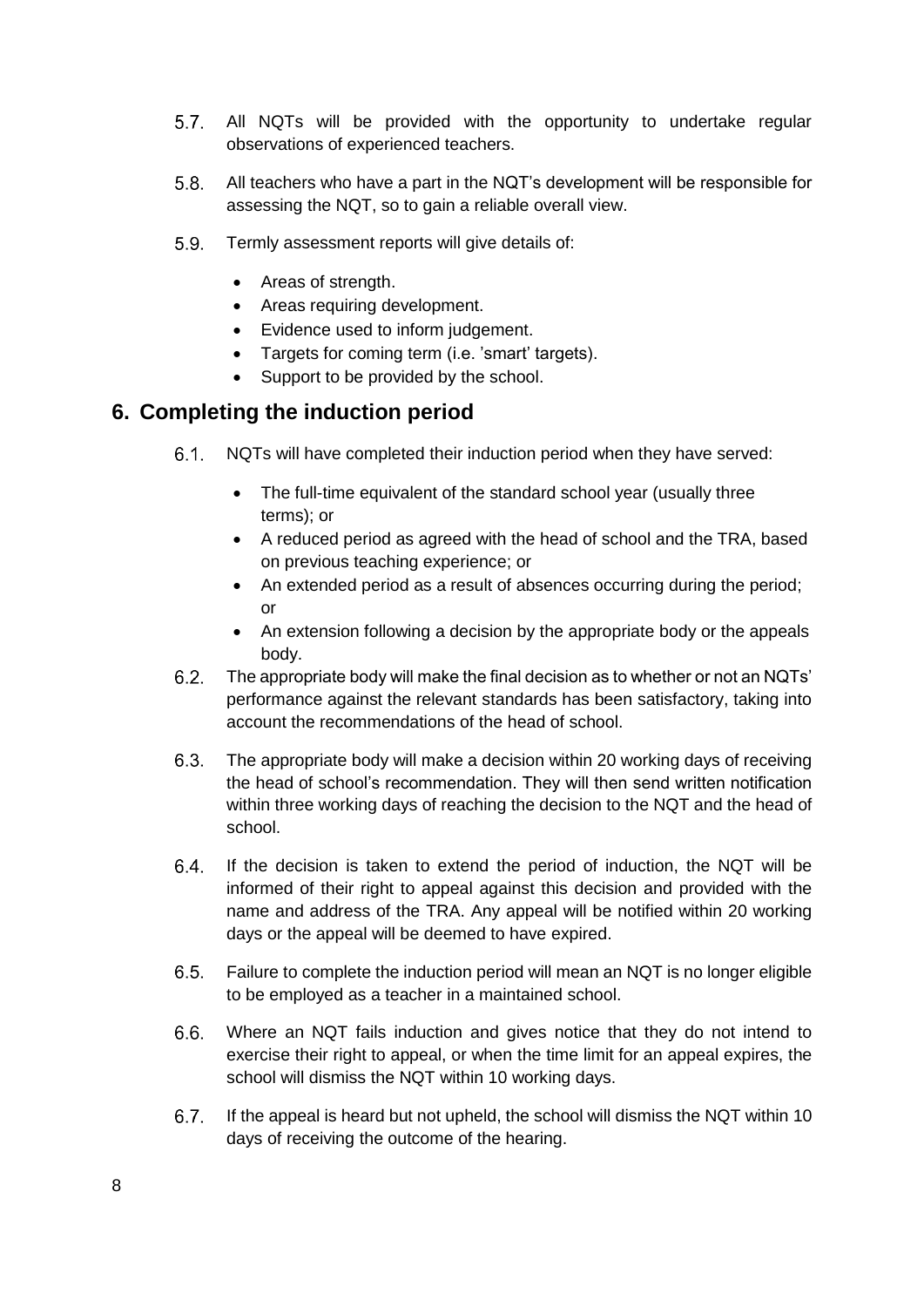5.7. All NQTs will be provided with the opportunity to undertake regular observations of experienced teachers.

5.8. All teachers who have a part in the NQT's development will be responsible for assessing the NQT, so to gain a reliable overall view.

5.9. Termly assessment reports will give details of:

- Areas of strength.
- Areas requiring development.
- Evidence used to inform judgement.
- Targets for coming term (i.e. 'smart' targets).
- Support to be provided by the school.

## 6. Completing the induction period

6.1. NQTs will have completed their induction period when they have served:

- The full-time equivalent of the standard school year (usually three terms); or
- A reduced period as agreed with the head of school and the TRA, based on previous teaching experience; or
- An extended period as a result of absences occurring during the period; or
- An extension following a decision by the appropriate body or the appeals body.

6.2. The appropriate body will make the final decision as to whether or not an NQTs' performance against the relevant standards has been satisfactory, taking into account the recommendations of the head of school.

6.3. The appropriate body will make a decision within 20 working days of receiving the head of school's recommendation. They will then send written notification within three working days of reaching the decision to the NQT and the head of school.

6.4. If the decision is taken to extend the period of induction, the NQT will be informed of their right to appeal against this decision and provided with the name and address of the TRA. Any appeal will be notified within 20 working days or the appeal will be deemed to have expired.

6.5. Failure to complete the induction period will mean an NQT is no longer eligible to be employed as a teacher in a maintained school.

6.6. Where an NQT fails induction and gives notice that they do not intend to exercise their right to appeal, or when the time limit for an appeal expires, the school will dismiss the NQT within 10 working days.

6.7. If the appeal is heard but not upheld, the school will dismiss the NQT within 10 days of receiving the outcome of the hearing.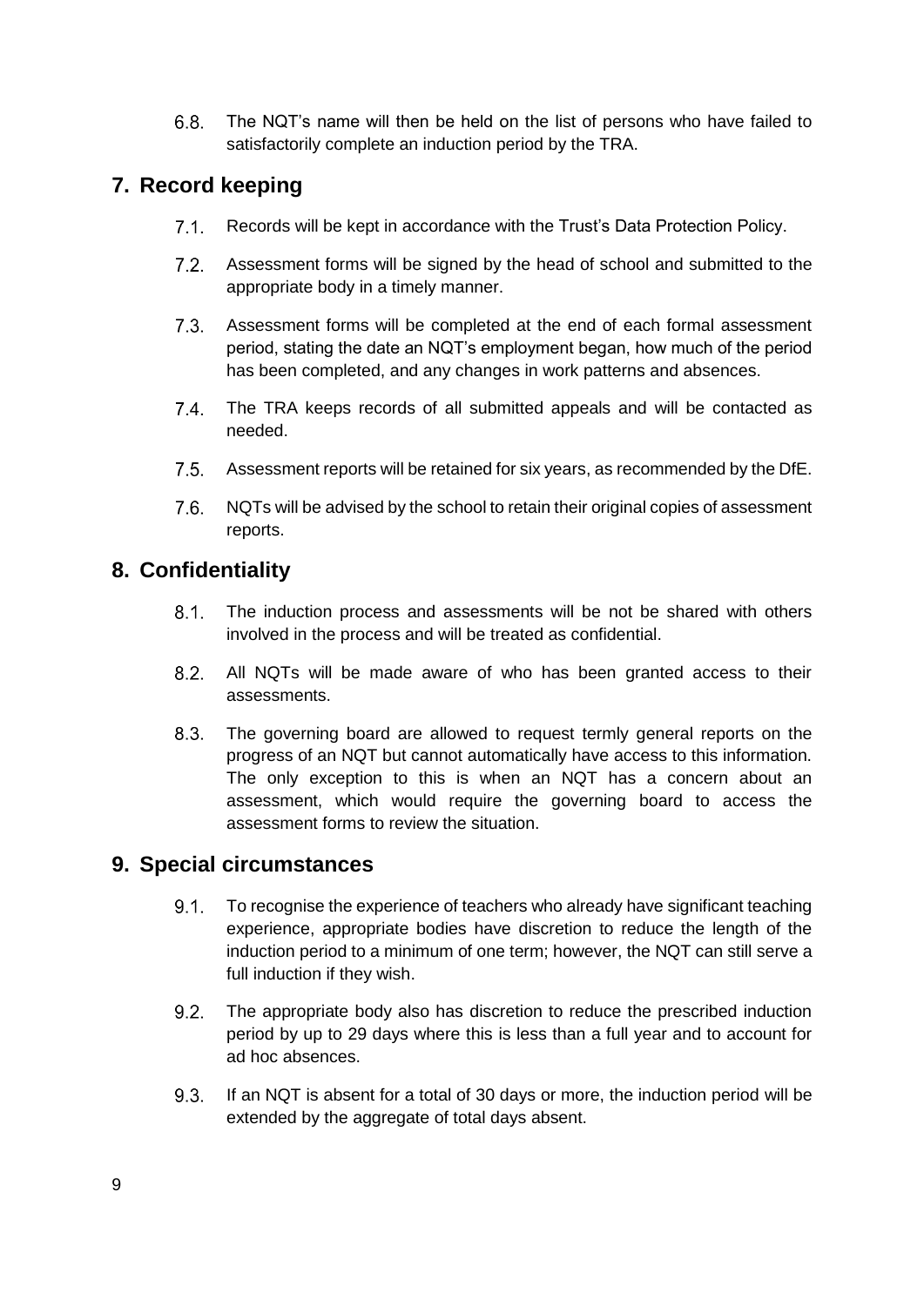6.8. The NQT's name will then be held on the list of persons who have failed to satisfactorily complete an induction period by the TRA.

## 7. Record keeping

7.1. Records will be kept in accordance with the Trust's Data Protection Policy.

7.2. Assessment forms will be signed by the head of school and submitted to the appropriate body in a timely manner.

7.3. Assessment forms will be completed at the end of each formal assessment period, stating the date an NQT's employment began, how much of the period has been completed, and any changes in work patterns and absences.

7.4. The TRA keeps records of all submitted appeals and will be contacted as needed.

7.5. Assessment reports will be retained for six years, as recommended by the DfE.

7.6. NQTs will be advised by the school to retain their original copies of assessment reports.

## 8. Confidentiality

8.1. The induction process and assessments will be not be shared with others involved in the process and will be treated as confidential.

8.2. All NQTs will be made aware of who has been granted access to their assessments.

8.3. The governing board are allowed to request termly general reports on the progress of an NQT but cannot automatically have access to this information. The only exception to this is when an NQT has a concern about an assessment, which would require the governing board to access the assessment forms to review the situation.

## 9. Special circumstances

9.1. To recognise the experience of teachers who already have significant teaching experience, appropriate bodies have discretion to reduce the length of the induction period to a minimum of one term; however, the NQT can still serve a full induction if they wish.

9.2. The appropriate body also has discretion to reduce the prescribed induction period by up to 29 days where this is less than a full year and to account for ad hoc absences.

9.3. If an NQT is absent for a total of 30 days or more, the induction period will be extended by the aggregate of total days absent.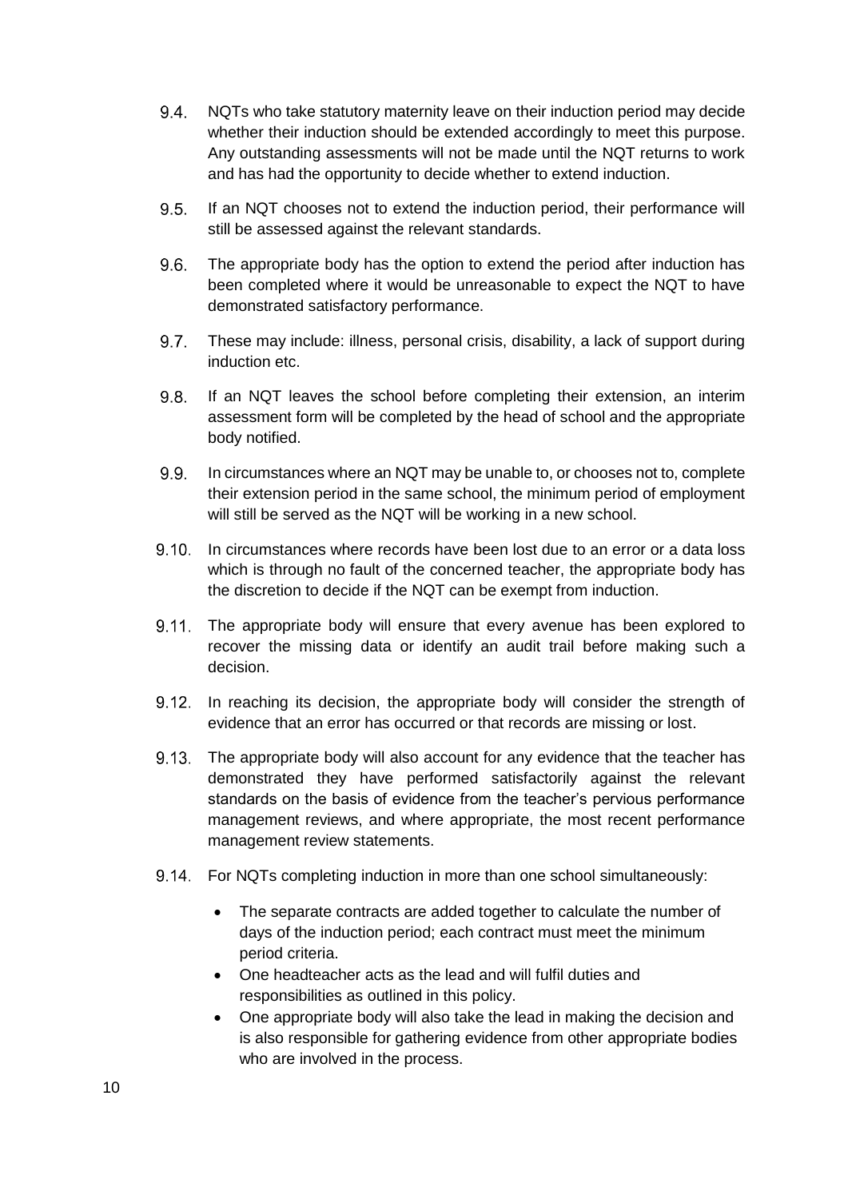9.4. NQTs who take statutory maternity leave on their induction period may decide whether their induction should be extended accordingly to meet this purpose. Any outstanding assessments will not be made until the NQT returns to work and has had the opportunity to decide whether to extend induction.

9.5. If an NQT chooses not to extend the induction period, their performance will still be assessed against the relevant standards.

9.6. The appropriate body has the option to extend the period after induction has been completed where it would be unreasonable to expect the NQT to have demonstrated satisfactory performance.

9.7. These may include: illness, personal crisis, disability, a lack of support during induction etc.

9.8. If an NQT leaves the school before completing their extension, an interim assessment form will be completed by the head of school and the appropriate body notified.

9.9. In circumstances where an NQT may be unable to, or chooses not to, complete their extension period in the same school, the minimum period of employment will still be served as the NQT will be working in a new school.

9.10. In circumstances where records have been lost due to an error or a data loss which is through no fault of the concerned teacher, the appropriate body has the discretion to decide if the NQT can be exempt from induction.

9.11. The appropriate body will ensure that every avenue has been explored to recover the missing data or identify an audit trail before making such a decision.

9.12. In reaching its decision, the appropriate body will consider the strength of evidence that an error has occurred or that records are missing or lost.

9.13. The appropriate body will also account for any evidence that the teacher has demonstrated they have performed satisfactorily against the relevant standards on the basis of evidence from the teacher's pervious performance management reviews, and where appropriate, the most recent performance management review statements.

9.14. For NQTs completing induction in more than one school simultaneously:

- The separate contracts are added together to calculate the number of days of the induction period; each contract must meet the minimum period criteria.
- One headteacher acts as the lead and will fulfil duties and responsibilities as outlined in this policy.
- One appropriate body will also take the lead in making the decision and is also responsible for gathering evidence from other appropriate bodies who are involved in the process.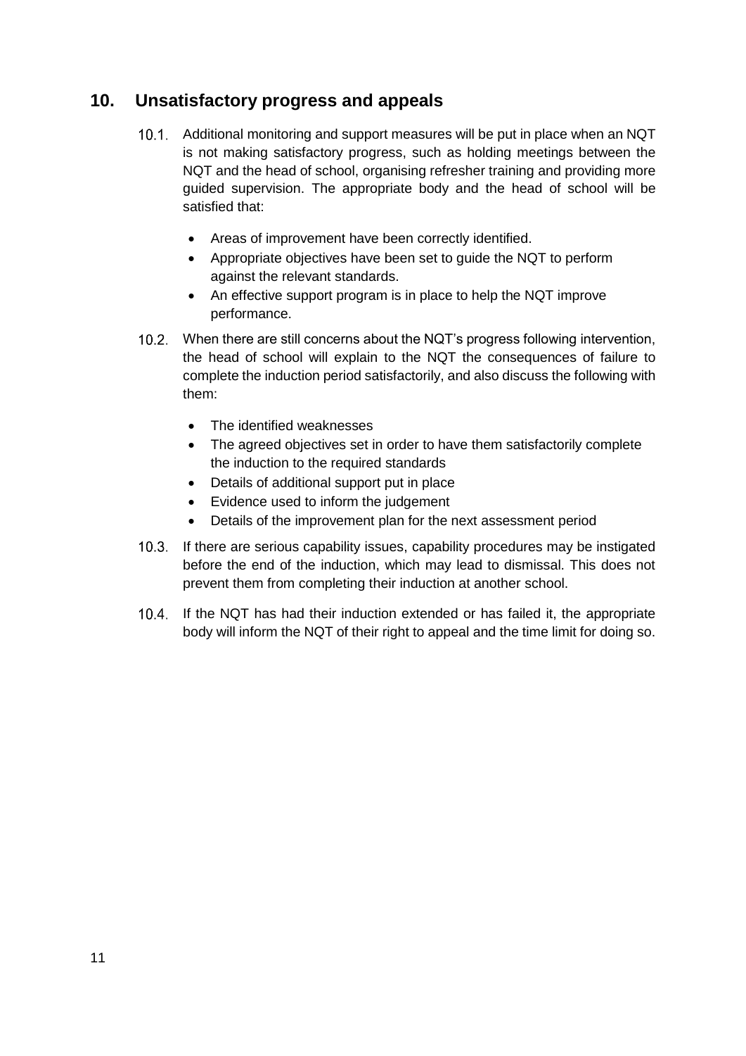## 10. Unsatisfactory progress and appeals

10.1. Additional monitoring and support measures will be put in place when an NQT is not making satisfactory progress, such as holding meetings between the NQT and the head of school, organising refresher training and providing more guided supervision. The appropriate body and the head of school will be satisfied that:

- Areas of improvement have been correctly identified.
- Appropriate objectives have been set to guide the NQT to perform against the relevant standards.
- An effective support program is in place to help the NQT improve performance.

10.2. When there are still concerns about the NQT's progress following intervention, the head of school will explain to the NQT the consequences of failure to complete the induction period satisfactorily, and also discuss the following with them:

- The identified weaknesses
- The agreed objectives set in order to have them satisfactorily complete the induction to the required standards
- Details of additional support put in place
- Evidence used to inform the judgement
- Details of the improvement plan for the next assessment period

10.3. If there are serious capability issues, capability procedures may be instigated before the end of the induction, which may lead to dismissal. This does not prevent them from completing their induction at another school.

10.4. If the NQT has had their induction extended or has failed it, the appropriate body will inform the NQT of their right to appeal and the time limit for doing so.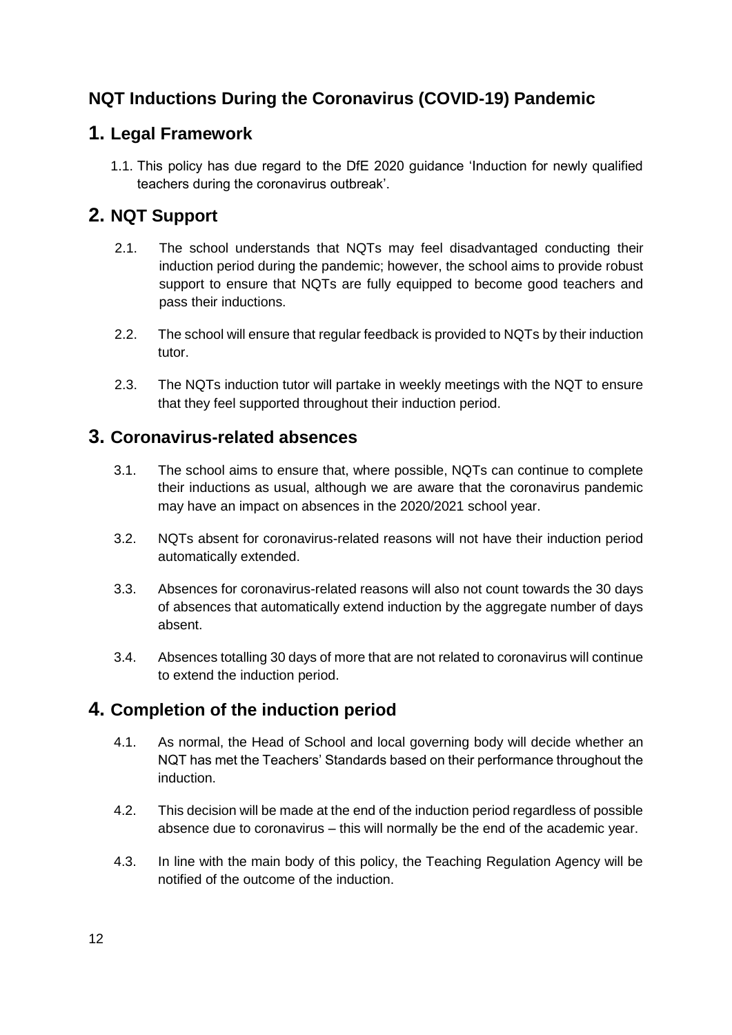## NQT Inductions During the Coronavirus (COVID-19) Pandemic

## 1. Legal Framework

1.1. This policy has due regard to the DfE 2020 guidance 'Induction for newly qualified teachers during the coronavirus outbreak'.

## 2. NQT Support

2.1. The school understands that NQTs may feel disadvantaged conducting their induction period during the pandemic; however, the school aims to provide robust support to ensure that NQTs are fully equipped to become good teachers and pass their inductions.

2.2. The school will ensure that regular feedback is provided to NQTs by their induction tutor.

2.3. The NQTs induction tutor will partake in weekly meetings with the NQT to ensure that they feel supported throughout their induction period.

## 3. Coronavirus-related absences

3.1. The school aims to ensure that, where possible, NQTs can continue to complete their inductions as usual, although we are aware that the coronavirus pandemic may have an impact on absences in the 2020/2021 school year.

3.2. NQTs absent for coronavirus-related reasons will not have their induction period automatically extended.

3.3. Absences for coronavirus-related reasons will also not count towards the 30 days of absences that automatically extend induction by the aggregate number of days absent.

3.4. Absences totalling 30 days of more that are not related to coronavirus will continue to extend the induction period.

## 4. Completion of the induction period

4.1. As normal, the Head of School and local governing body will decide whether an NQT has met the Teachers' Standards based on their performance throughout the induction.

4.2. This decision will be made at the end of the induction period regardless of possible absence due to coronavirus – this will normally be the end of the academic year.

4.3. In line with the main body of this policy, the Teaching Regulation Agency will be notified of the outcome of the induction.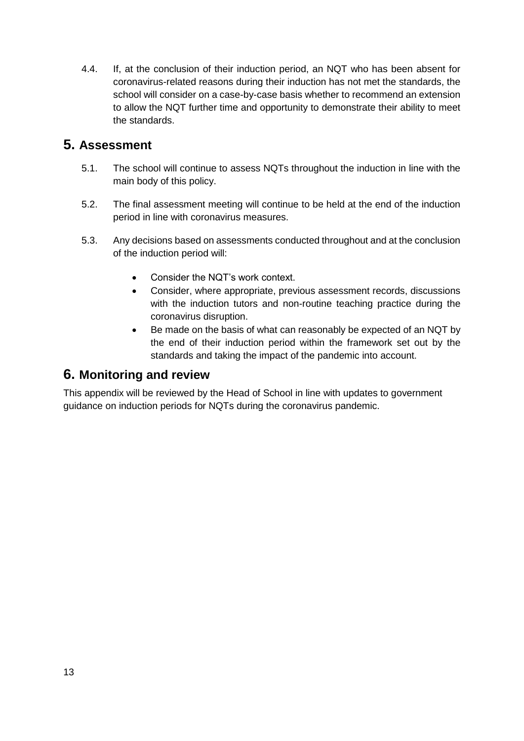4.4. If, at the conclusion of their induction period, an NQT who has been absent for coronavirus-related reasons during their induction has not met the standards, the school will consider on a case-by-case basis whether to recommend an extension to allow the NQT further time and opportunity to demonstrate their ability to meet the standards.

## 5. Assessment

5.1. The school will continue to assess NQTs throughout the induction in line with the main body of this policy.

5.2. The final assessment meeting will continue to be held at the end of the induction period in line with coronavirus measures.

5.3. Any decisions based on assessments conducted throughout and at the conclusion of the induction period will:

- Consider the NQT's work context.
- Consider, where appropriate, previous assessment records, discussions with the induction tutors and non-routine teaching practice during the coronavirus disruption.
- Be made on the basis of what can reasonably be expected of an NQT by the end of their induction period within the framework set out by the standards and taking the impact of the pandemic into account.

## 6. Monitoring and review

This appendix will be reviewed by the Head of School in line with updates to government guidance on induction periods for NQTs during the coronavirus pandemic.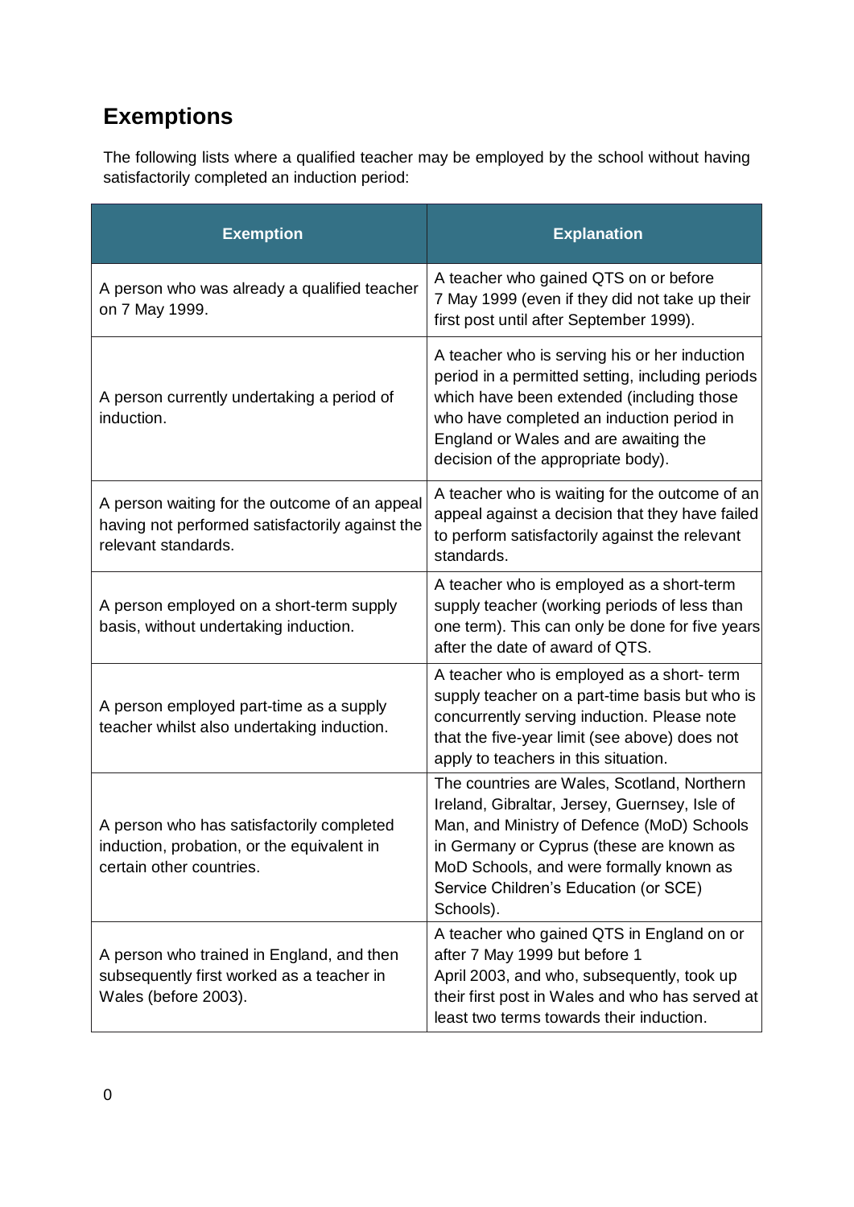## Exemptions

The following lists where a qualified teacher may be employed by the school without having satisfactorily completed an induction period:

| Exemption | Explanation |
|---|---|
| A person who was already a qualified teacher on 7 May 1999. | A teacher who gained QTS on or before 7 May 1999 (even if they did not take up their first post until after September 1999). |
| A person currently undertaking a period of induction. | A teacher who is serving his or her induction period in a permitted setting, including periods which have been extended (including those who have completed an induction period in England or Wales and are awaiting the decision of the appropriate body). |
| A person waiting for the outcome of an appeal having not performed satisfactorily against the relevant standards. | A teacher who is waiting for the outcome of an appeal against a decision that they have failed to perform satisfactorily against the relevant standards. |
| A person employed on a short-term supply basis, without undertaking induction. | A teacher who is employed as a short-term supply teacher (working periods of less than one term). This can only be done for five years after the date of award of QTS. |
| A person employed part-time as a supply teacher whilst also undertaking induction. | A teacher who is employed as a short- term supply teacher on a part-time basis but who is concurrently serving induction. Please note that the five-year limit (see above) does not apply to teachers in this situation. |
| A person who has satisfactorily completed induction, probation, or the equivalent in certain other countries. | The countries are Wales, Scotland, Northern Ireland, Gibraltar, Jersey, Guernsey, Isle of Man, and Ministry of Defence (MoD) Schools in Germany or Cyprus (these are known as MoD Schools, and were formally known as Service Children's Education (or SCE) Schools). |
| A person who trained in England, and then subsequently first worked as a teacher in Wales (before 2003). | A teacher who gained QTS in England on or after 7 May 1999 but before 1 April 2003, and who, subsequently, took up their first post in Wales and who has served at least two terms towards their induction. |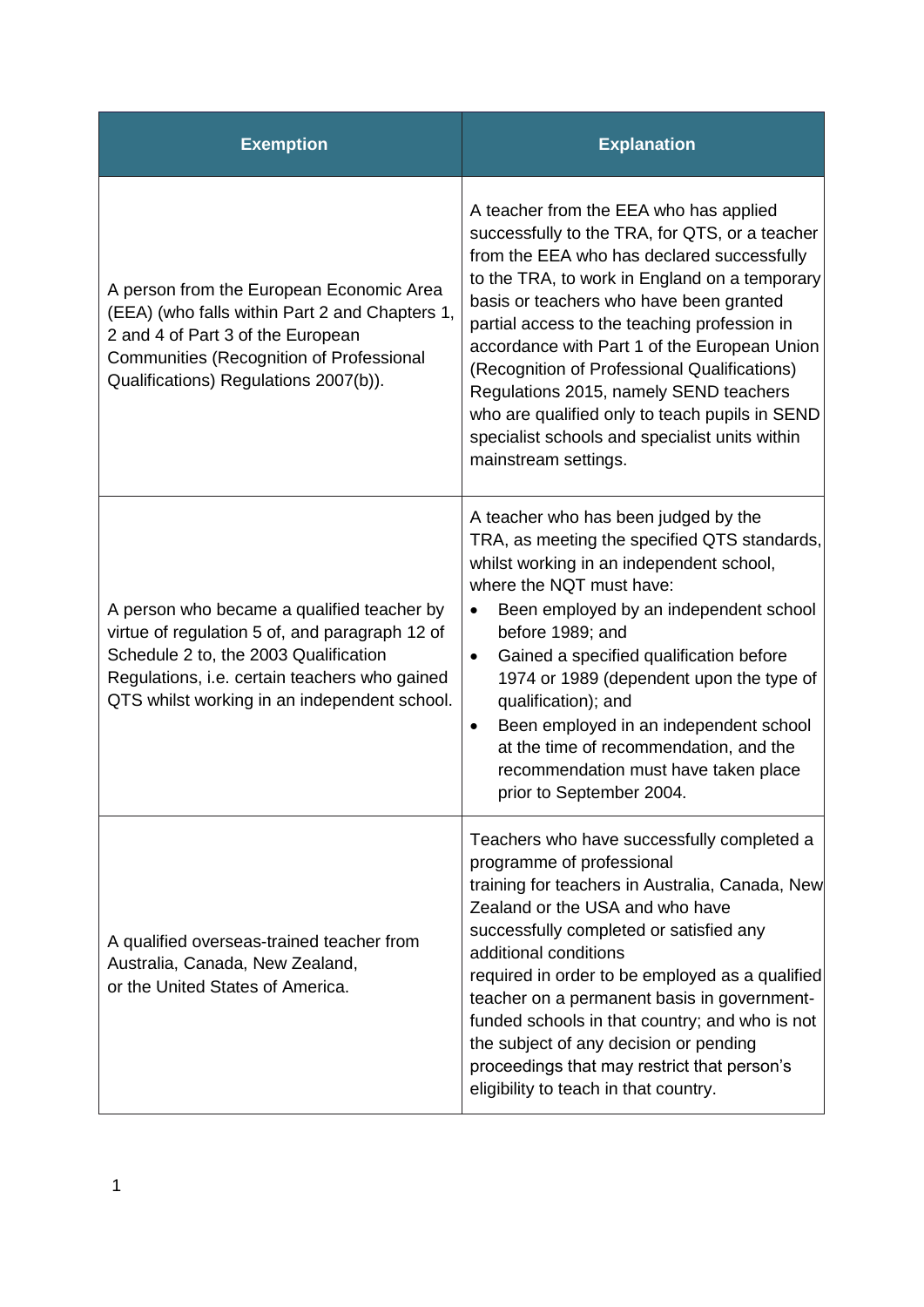| Exemption | Explanation |
| --- | --- |
| A person from the European Economic Area (EEA) (who falls within Part 2 and Chapters 1, 2 and 4 of Part 3 of the European Communities (Recognition of Professional Qualifications) Regulations 2007(b)). | A teacher from the EEA who has applied successfully to the TRA, for QTS, or a teacher from the EEA who has declared successfully to the TRA, to work in England on a temporary basis or teachers who have been granted partial access to the teaching profession in accordance with Part 1 of the European Union (Recognition of Professional Qualifications) Regulations 2015, namely SEND teachers who are qualified only to teach pupils in SEND specialist schools and specialist units within mainstream settings. |
| A person who became a qualified teacher by virtue of regulation 5 of, and paragraph 12 of Schedule 2 to, the 2003 Qualification Regulations, i.e. certain teachers who gained QTS whilst working in an independent school. | A teacher who has been judged by the TRA, as meeting the specified QTS standards, whilst working in an independent school, where the NQT must have:<br>• Been employed by an independent school before 1989; and<br>• Gained a specified qualification before 1974 or 1989 (dependent upon the type of qualification); and<br>• Been employed in an independent school at the time of recommendation, and the recommendation must have taken place prior to September 2004. |
| A qualified overseas-trained teacher from Australia, Canada, New Zealand, or the United States of America. | Teachers who have successfully completed a programme of professional training for teachers in Australia, Canada, New Zealand or the USA and who have successfully completed or satisfied any additional conditions required in order to be employed as a qualified teacher on a permanent basis in government-funded schools in that country; and who is not the subject of any decision or pending proceedings that may restrict that person's eligibility to teach in that country. |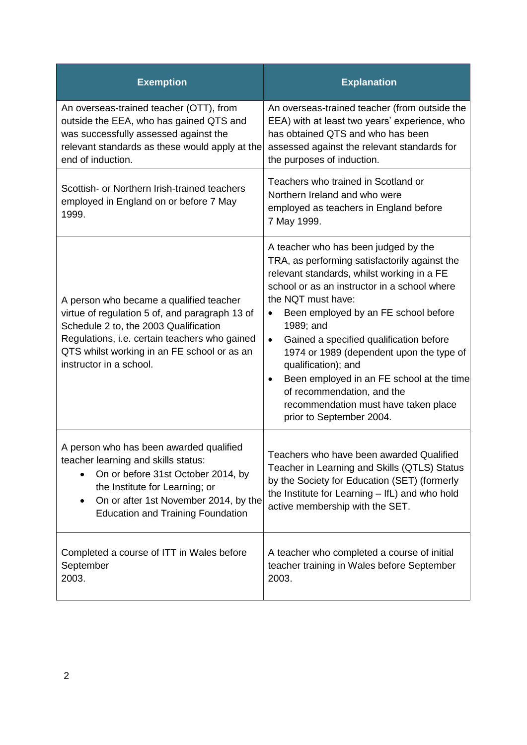| Exemption | Explanation |
|---|---|
| An overseas-trained teacher (OTT), from outside the EEA, who has gained QTS and was successfully assessed against the relevant standards as these would apply at the end of induction. | An overseas-trained teacher (from outside the EEA) with at least two years' experience, who has obtained QTS and who has been assessed against the relevant standards for the purposes of induction. |
| Scottish- or Northern Irish-trained teachers employed in England on or before 7 May 1999. | Teachers who trained in Scotland or Northern Ireland and who were employed as teachers in England before 7 May 1999. |
| A person who became a qualified teacher virtue of regulation 5 of, and paragraph 13 of Schedule 2 to, the 2003 Qualification Regulations, i.e. certain teachers who gained QTS whilst working in an FE school or as an instructor in a school. | A teacher who has been judged by the TRA, as performing satisfactorily against the relevant standards, whilst working in a FE school or as an instructor in a school where the NQT must have:<br>• Been employed by an FE school before 1989; and<br>• Gained a specified qualification before 1974 or 1989 (dependent upon the type of qualification); and<br>• Been employed in an FE school at the time of recommendation, and the recommendation must have taken place prior to September 2004. |
| A person who has been awarded qualified teacher learning and skills status:<br>• On or before 31st October 2014, by the Institute for Learning; or<br>• On or after 1st November 2014, by the Education and Training Foundation | Teachers who have been awarded Qualified Teacher in Learning and Skills (QTLS) Status by the Society for Education (SET) (formerly the Institute for Learning – IfL) and who hold active membership with the SET. |
| Completed a course of ITT in Wales before September 2003. | A teacher who completed a course of initial teacher training in Wales before September 2003. |